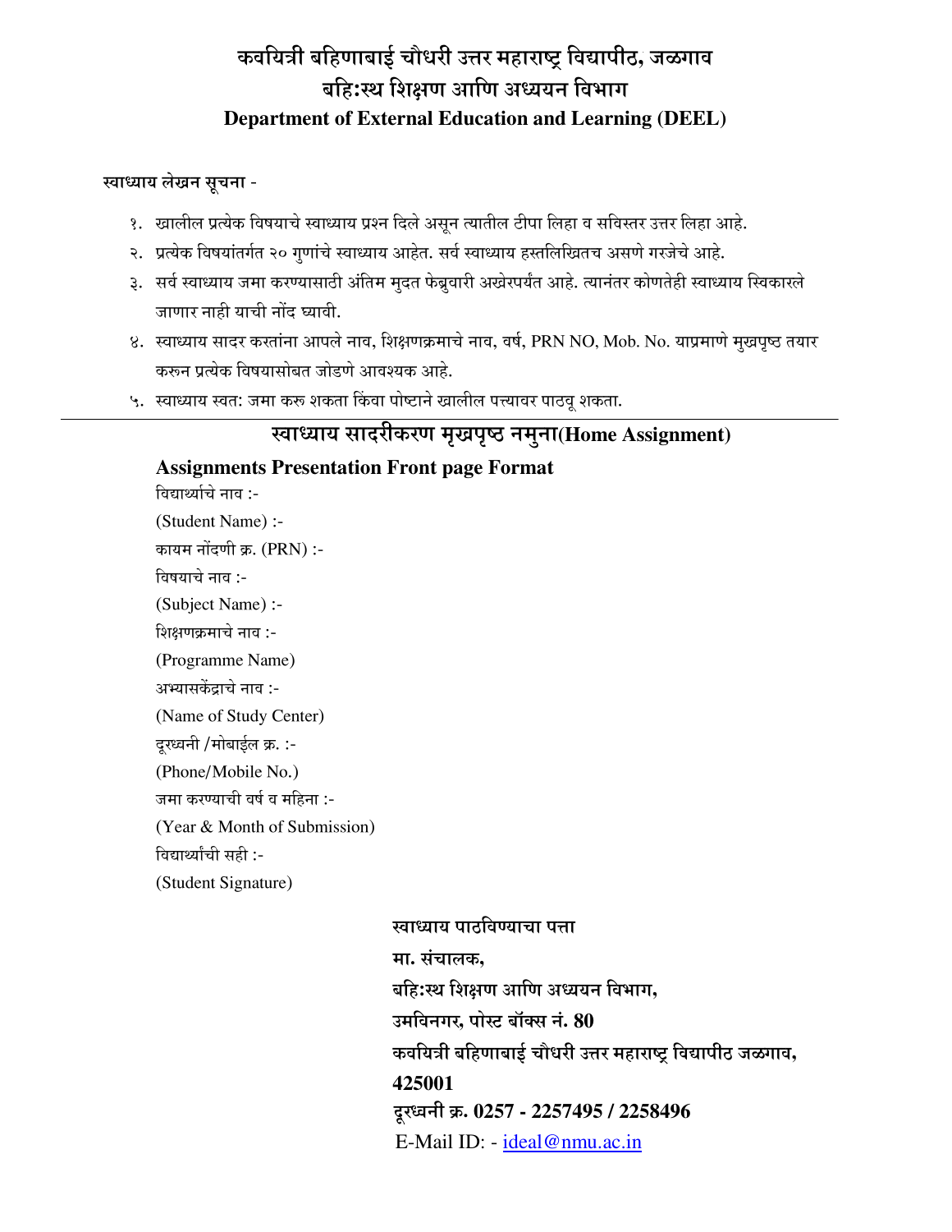# कवयित्री बहिणाबाई चौधरी उत्तर महाराष्ट्र विद्यापीठ, जळगाव

## बहि:स्थ शिक्षण आणि अध्ययन विभाग

## Department of External Education and Learning (DEEL)

**स्वाध्याय लेखन सूचना -**

१. खालील प्रत्येक विषयाचे स्वाध्याय प्रश्न दिले असून त्यातील टीपा लिहा व सविस्तर उत्तर लिहा आहे.
२. प्रत्येक विषयांतर्गत २० गुणांचे स्वाध्याय आहेत. सर्व स्वाध्याय हस्तलिखितच असणे गरजेचे आहे.
३. सर्व स्वाध्याय जमा करण्यासाठी अंतिम मुदत फेब्रुवारी अखेरपर्यंत आहे. त्यानंतर कोणतेही स्वाध्याय स्विकारले जाणार नाही याची नोंद घ्यावी.
४. स्वाध्याय सादर करतांना आपले नाव, शिक्षणक्रमाचे नाव, वर्ष, PRN NO, Mob. No. याप्रमाणे मुखपृष्ठ तयार करुन प्रत्येक विषयासोबत जोडणे आवश्यक आहे.
५. स्वाध्याय स्वत: जमा करु शकता किंवा पोष्टाने खालील पत्त्यावर पाठवू शकता.

---

## स्वाध्याय सादरीकरण मुखपृष्ठ नमुना(Home Assignment)

### Assignments Presentation Front page Format

विद्यार्थ्याचे नाव :-
(Student Name) :-
कायम नोंदणी क्र. (PRN) :-
विषयाचे नाव :-
(Subject Name) :-
शिक्षणक्रमाचे नाव :-
(Programme Name)
अभ्यासकेंद्राचे नाव :-
(Name of Study Center)
दूरध्वनी /मोबाईल क्र. :-
(Phone/Mobile No.)
जमा करण्याची वर्ष व महिना :-
(Year & Month of Submission)
विद्यार्थ्यांची सही :-
(Student Signature)

**स्वाध्याय पाठविण्याचा पत्ता**
**मा. संचालक,**
**बहि:स्थ शिक्षण आणि अध्ययन विभाग,**
**उमविनगर, पोस्ट बॉक्स नं. 80**
**कवयित्री बहिणाबाई चौधरी उत्तर महाराष्ट्र विद्यापीठ जळगाव,**
**425001**
**दूरध्वनी क्र. 0257 - 2257495 / 2258496**
E-Mail ID: - ideal@nmu.ac.in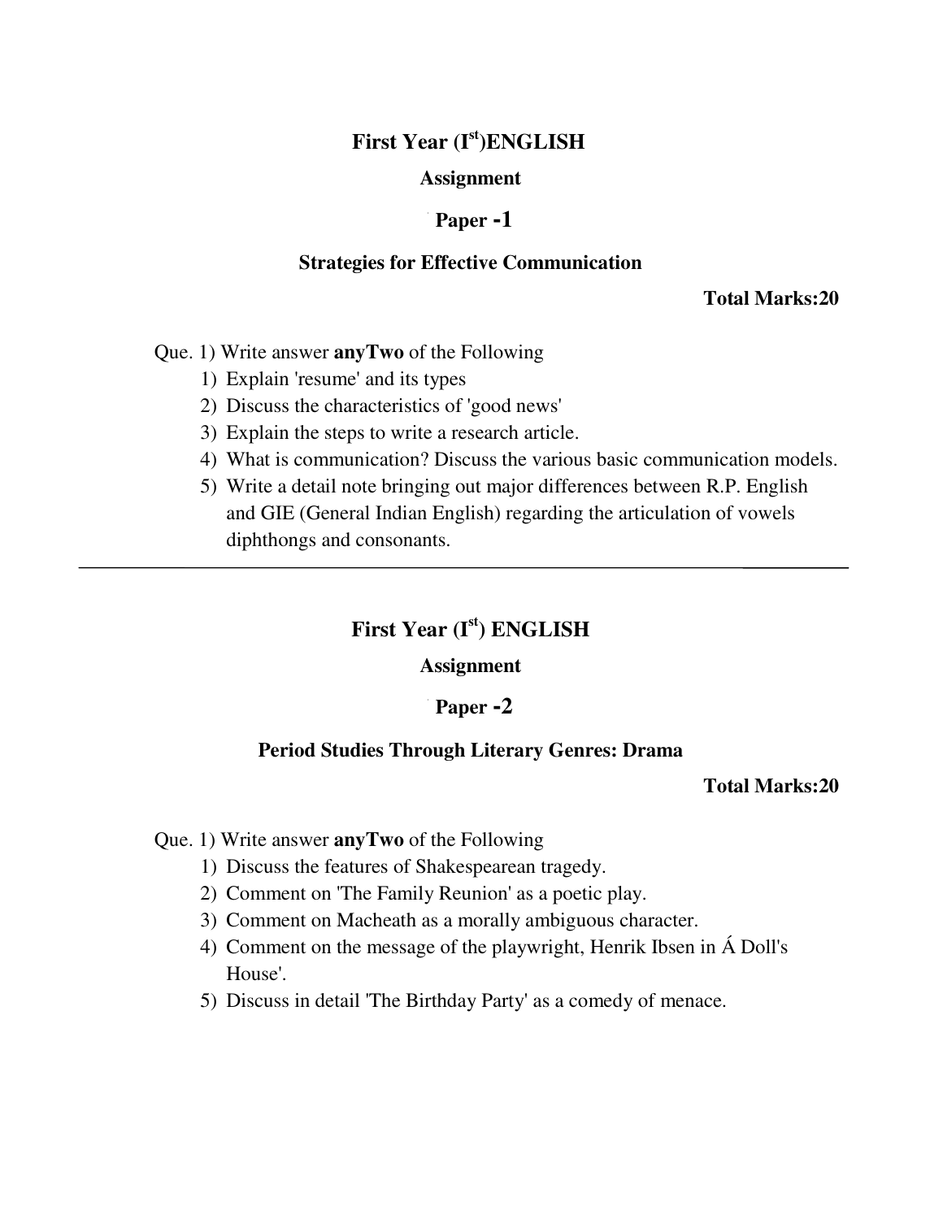# First Year (I[st])ENGLISH

**Assignment**

**Paper -1**

**Strategies for Effective Communication**

**Total Marks:20**

Que. 1) Write answer **anyTwo** of the Following

1) Explain 'resume' and its types
2) Discuss the characteristics of 'good news'
3) Explain the steps to write a research article.
4) What is communication? Discuss the various basic communication models.
5) Write a detail note bringing out major differences between R.P. English and GIE (General Indian English) regarding the articulation of vowels diphthongs and consonants.

---

# First Year (I[st]) ENGLISH

**Assignment**

**Paper -2**

**Period Studies Through Literary Genres: Drama**

**Total Marks:20**

Que. 1) Write answer **anyTwo** of the Following

1) Discuss the features of Shakespearean tragedy.
2) Comment on 'The Family Reunion' as a poetic play.
3) Comment on Macheath as a morally ambiguous character.
4) Comment on the message of the playwright, Henrik Ibsen in Á Doll's House'.
5) Discuss in detail 'The Birthday Party' as a comedy of menace.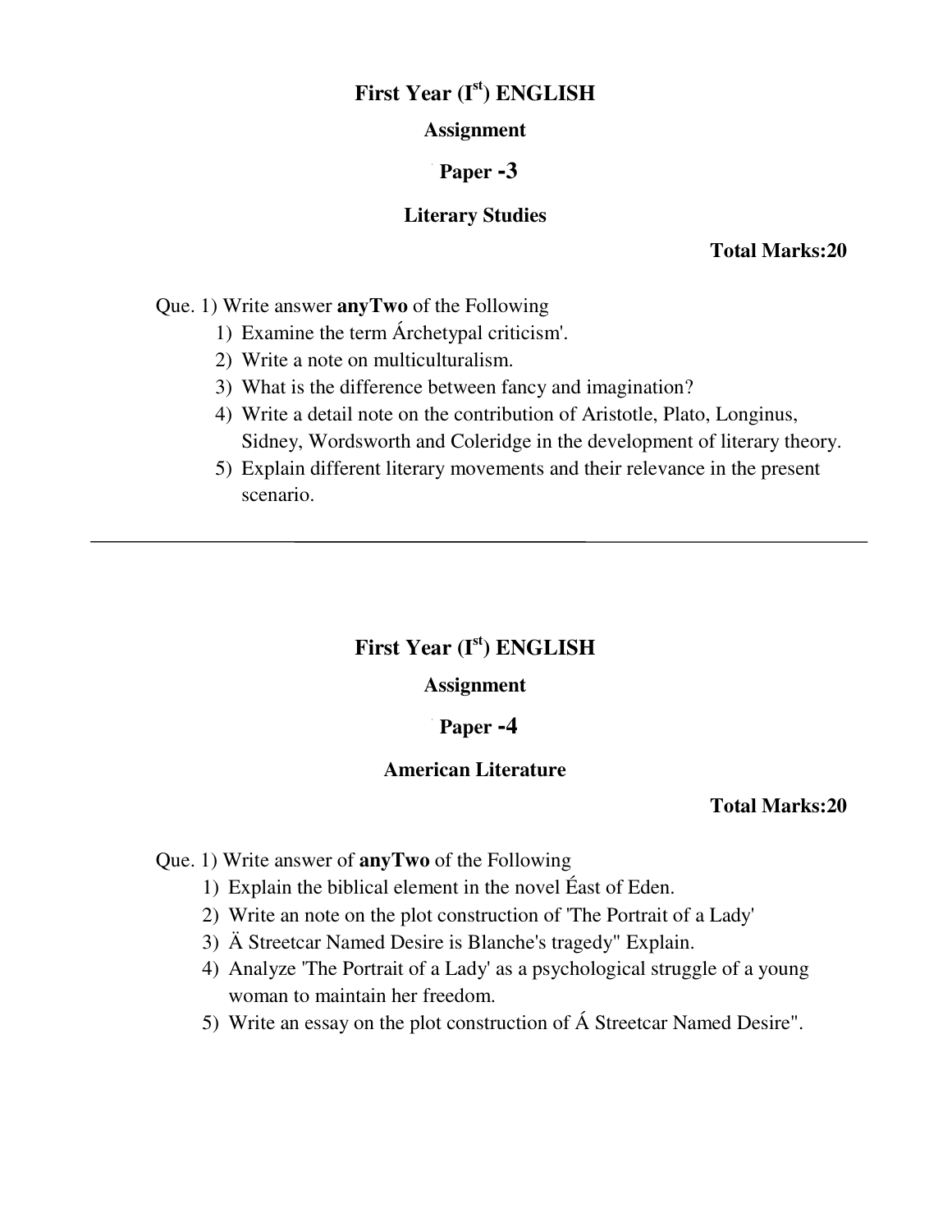# First Year (I[st]) ENGLISH

## Assignment

### Paper -3

### Literary Studies

**Total Marks:20**

Que. 1) Write answer **anyTwo** of the Following

1) Examine the term Árchetypal criticism'.
2) Write a note on multiculturalism.
3) What is the difference between fancy and imagination?
4) Write a detail note on the contribution of Aristotle, Plato, Longinus, Sidney, Wordsworth and Coleridge in the development of literary theory.
5) Explain different literary movements and their relevance in the present scenario.

---

# First Year (I[st]) ENGLISH

## Assignment

### Paper -4

### American Literature

**Total Marks:20**

Que. 1) Write answer of **anyTwo** of the Following

1) Explain the biblical element in the novel Éast of Eden.
2) Write an note on the plot construction of 'The Portrait of a Lady'
3) Ä Streetcar Named Desire is Blanche's tragedy" Explain.
4) Analyze 'The Portrait of a Lady' as a psychological struggle of a young woman to maintain her freedom.
5) Write an essay on the plot construction of Á Streetcar Named Desire".